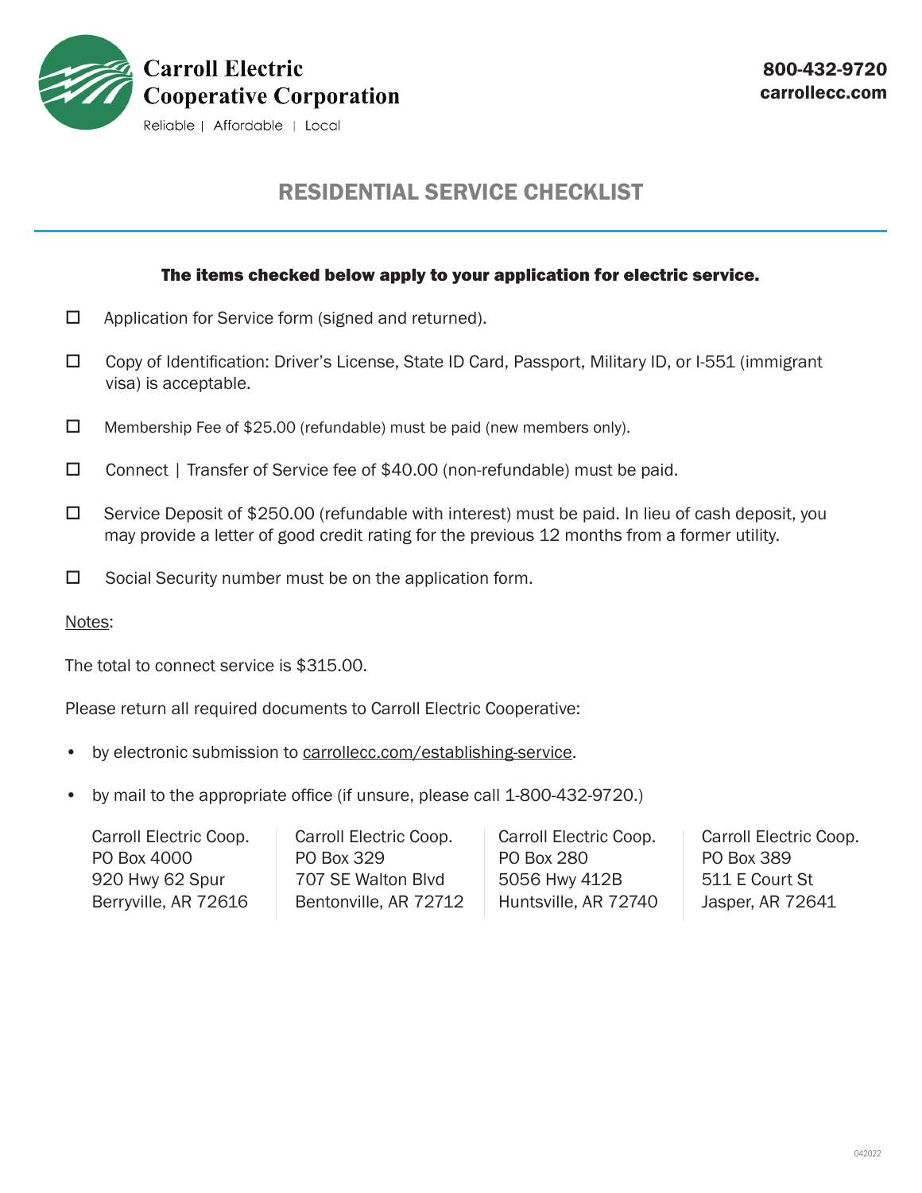**Carroll Electric Cooperative Corporation**

Reliable | Affordable | Local

**800-432-9720**
**carrollecc.com**

# RESIDENTIAL SERVICE CHECKLIST

**The items checked below apply to your application for electric service.**

- ☐ Application for Service form (signed and returned).
- ☐ Copy of Identification: Driver's License, State ID Card, Passport, Military ID, or I-551 (immigrant visa) is acceptable.
- ☐ Membership Fee of $25.00 (refundable) must be paid (new members only).
- ☐ Connect | Transfer of Service fee of $40.00 (non-refundable) must be paid.
- ☐ Service Deposit of $250.00 (refundable with interest) must be paid. In lieu of cash deposit, you may provide a letter of good credit rating for the previous 12 months from a former utility.
- ☐ Social Security number must be on the application form.

Notes:

The total to connect service is $315.00.

Please return all required documents to Carroll Electric Cooperative:

- by electronic submission to carrollecc.com/establishing-service.
- by mail to the appropriate office (if unsure, please call 1-800-432-9720.)

Carroll Electric Coop.
PO Box 4000
920 Hwy 62 Spur
Berryville, AR 72616

Carroll Electric Coop.
PO Box 329
707 SE Walton Blvd
Bentonville, AR 72712

Carroll Electric Coop.
PO Box 280
5056 Hwy 412B
Huntsville, AR 72740

Carroll Electric Coop.
PO Box 389
511 E Court St
Jasper, AR 72641

042022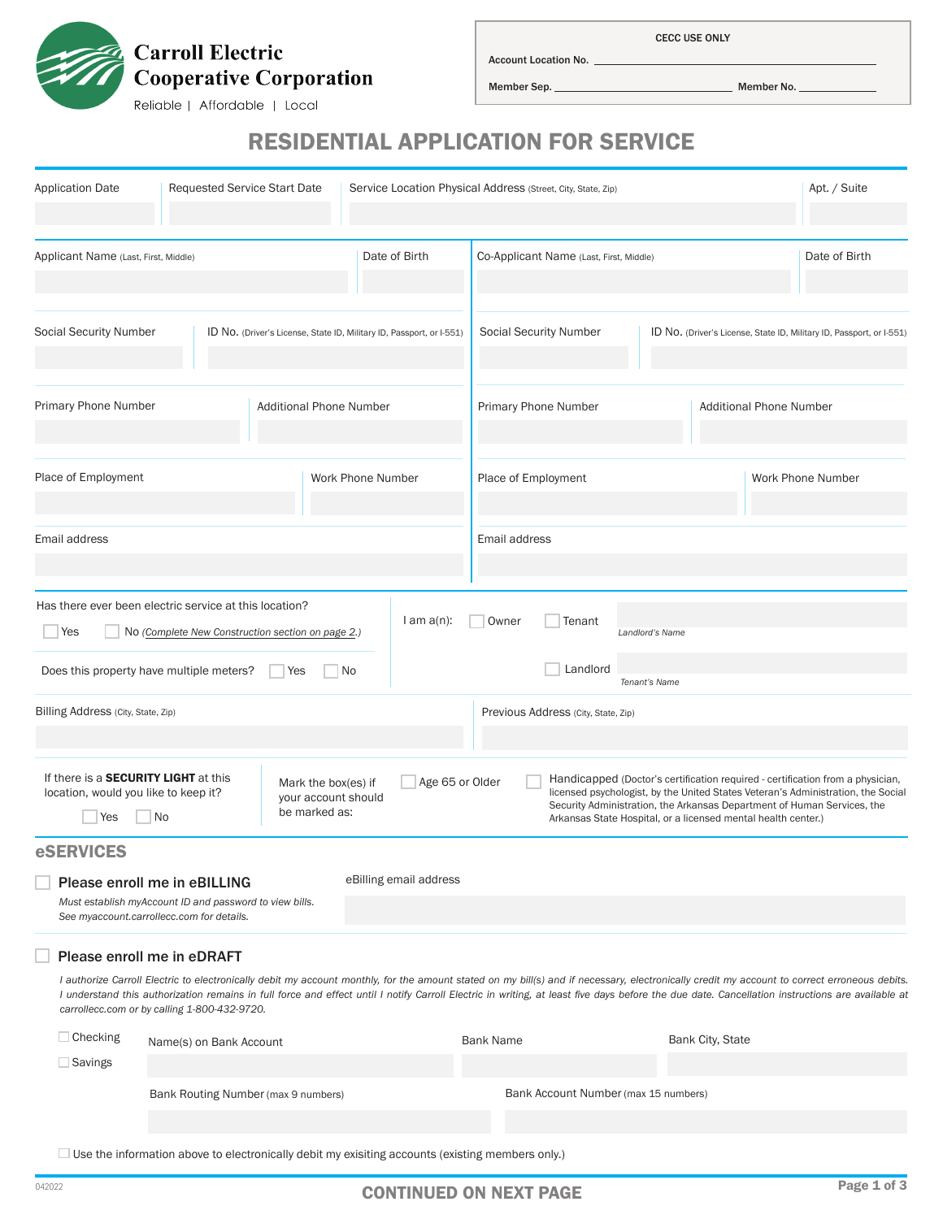**Carroll Electric Cooperative Corporation**

Reliable | Affordable | Local

| CECC USE ONLY | |
|---|---|
| Account Location No. ______ | |
| Member Sep. ______ | Member No. ______ |

# RESIDENTIAL APPLICATION FOR SERVICE

| Application Date | Requested Service Start Date | Service Location Physical Address (Street, City, State, Zip) | Apt. / Suite |
|---|---|---|---|
| | | | |

| Applicant Name (Last, First, Middle) | Date of Birth | Co-Applicant Name (Last, First, Middle) | Date of Birth |
|---|---|---|---|
| | | | |

| Social Security Number | ID No. (Driver's License, State ID, Military ID, Passport, or I-551) | Social Security Number | ID No. (Driver's License, State ID, Military ID, Passport, or I-551) |
|---|---|---|---|
| | | | |

| Primary Phone Number | Additional Phone Number | Primary Phone Number | Additional Phone Number |
|---|---|---|---|
| | | | |

| Place of Employment | Work Phone Number | Place of Employment | Work Phone Number |
|---|---|---|---|
| | | | |

| Email address | Email address |
|---|---|
| | |

Has there ever been electric service at this location?
☐ Yes ☐ No (*Complete New Construction section on page 2.*)

Does this property have multiple meters? ☐ Yes ☐ No

I am a(n): ☐ Owner ☐ Tenant ______ *Landlord's Name*
☐ Landlord ______ *Tenant's Name*

| Billing Address (City, State, Zip) | Previous Address (City, State, Zip) |
|---|---|
| | |

If there is a **SECURITY LIGHT** at this location, would you like to keep it?
☐ Yes ☐ No

Mark the box(es) if your account should be marked as:
☐ Age 65 or Older
☐ Handicapped (Doctor's certification required - certification from a physician, licensed psychologist, by the United States Veteran's Administration, the Social Security Administration, the Arkansas Department of Human Services, the Arkansas State Hospital, or a licensed mental health center.)

## eSERVICES

☐ **Please enroll me in eBILLING**
*Must establish myAccount ID and password to view bills. See myaccount.carrollecc.com for details.*

eBilling email address ______

☐ **Please enroll me in eDRAFT**

*I authorize Carroll Electric to electronically debit my account monthly, for the amount stated on my bill(s) and if necessary, electronically credit my account to correct erroneous debits. I understand this authorization remains in full force and effect until I notify Carroll Electric in writing, at least five days before the due date. Cancellation instructions are available at carrollecc.com or by calling 1-800-432-9720.*

☐ Checking
☐ Savings

| Name(s) on Bank Account | Bank Name | Bank City, State |
|---|---|---|
| | | |

| Bank Routing Number (max 9 numbers) | Bank Account Number (max 15 numbers) |
|---|---|
| | |

☐ Use the information above to electronically debit my exisiting accounts (existing members only.)

042022

CONTINUED ON NEXT PAGE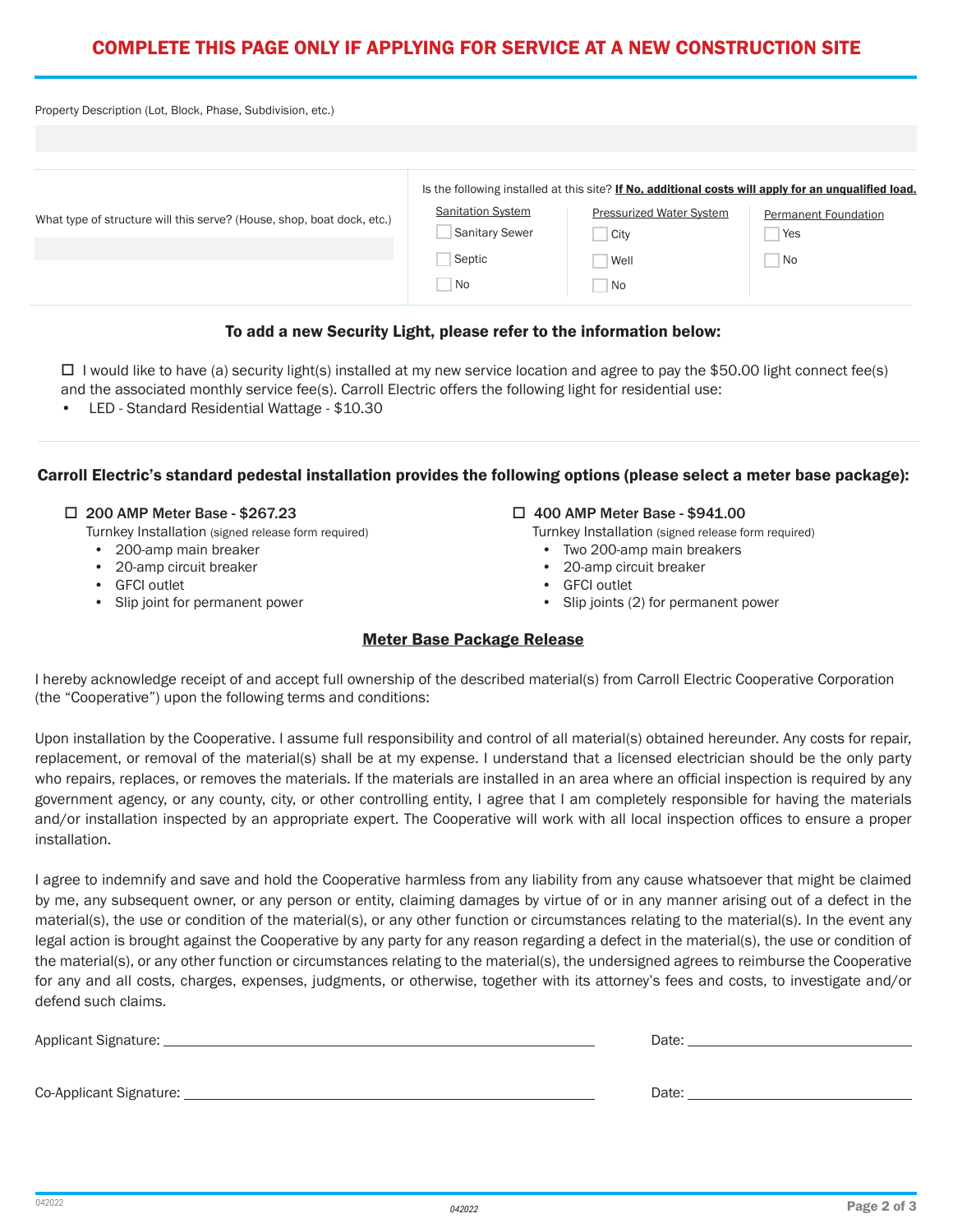# COMPLETE THIS PAGE ONLY IF APPLYING FOR SERVICE AT A NEW CONSTRUCTION SITE

Property Description (Lot, Block, Phase, Subdivision, etc.)

What type of structure will this serve? (House, shop, boat dock, etc.)

Is the following installed at this site? **If No, additional costs will apply for an unqualified load.**

| Sanitation System | Pressurized Water System | Permanent Foundation |
| --- | --- | --- |
| ☐ Sanitary Sewer | ☐ City | ☐ Yes |
| ☐ Septic | ☐ Well | ☐ No |
| ☐ No | ☐ No | |

### To add a new Security Light, please refer to the information below:

☐ I would like to have (a) security light(s) installed at my new service location and agree to pay the $50.00 light connect fee(s) and the associated monthly service fee(s). Carroll Electric offers the following light for residential use:

- LED - Standard Residential Wattage - $10.30

### Carroll Electric's standard pedestal installation provides the following options (please select a meter base package):

☐ **200 AMP Meter Base - $267.23**
Turnkey Installation (signed release form required)
- 200-amp main breaker
- 20-amp circuit breaker
- GFCI outlet
- Slip joint for permanent power

☐ **400 AMP Meter Base - $941.00**
Turnkey Installation (signed release form required)
- Two 200-amp main breakers
- 20-amp circuit breaker
- GFCI outlet
- Slip joints (2) for permanent power

### Meter Base Package Release

I hereby acknowledge receipt of and accept full ownership of the described material(s) from Carroll Electric Cooperative Corporation (the "Cooperative") upon the following terms and conditions:

Upon installation by the Cooperative. I assume full responsibility and control of all material(s) obtained hereunder. Any costs for repair, replacement, or removal of the material(s) shall be at my expense. I understand that a licensed electrician should be the only party who repairs, replaces, or removes the materials. If the materials are installed in an area where an official inspection is required by any government agency, or any county, city, or other controlling entity, I agree that I am completely responsible for having the materials and/or installation inspected by an appropriate expert. The Cooperative will work with all local inspection offices to ensure a proper installation.

I agree to indemnify and save and hold the Cooperative harmless from any liability from any cause whatsoever that might be claimed by me, any subsequent owner, or any person or entity, claiming damages by virtue of or in any manner arising out of a defect in the material(s), the use or condition of the material(s), or any other function or circumstances relating to the material(s). In the event any legal action is brought against the Cooperative by any party for any reason regarding a defect in the material(s), the use or condition of the material(s), or any other function or circumstances relating to the material(s), the undersigned agrees to reimburse the Cooperative for any and all costs, charges, expenses, judgments, or otherwise, together with its attorney's fees and costs, to investigate and/or defend such claims.

Applicant Signature: ______________________ Date: ______________

Co-Applicant Signature: ______________________ Date: ______________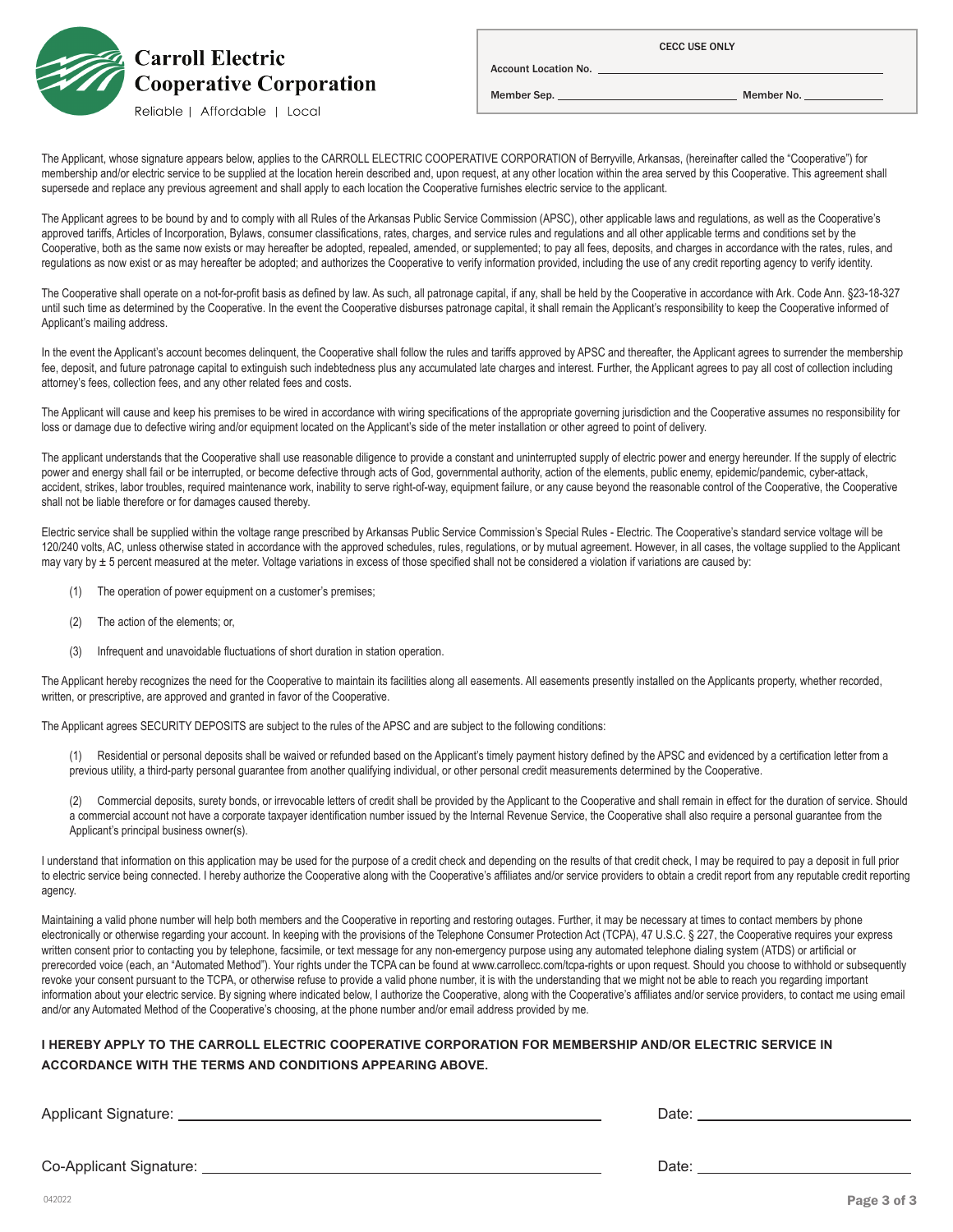**Carroll Electric Cooperative Corporation**

Reliable | Affordable | Local

CECC USE ONLY

Account Location No. ______________________

Member Sep. ______________________ Member No. ______________

The Applicant, whose signature appears below, applies to the CARROLL ELECTRIC COOPERATIVE CORPORATION of Berryville, Arkansas, (hereinafter called the "Cooperative") for membership and/or electric service to be supplied at the location herein described and, upon request, at any other location within the area served by this Cooperative. This agreement shall supersede and replace any previous agreement and shall apply to each location the Cooperative furnishes electric service to the applicant.

The Applicant agrees to be bound by and to comply with all Rules of the Arkansas Public Service Commission (APSC), other applicable laws and regulations, as well as the Cooperative's approved tariffs, Articles of Incorporation, Bylaws, consumer classifications, rates, charges, and service rules and regulations and all other applicable terms and conditions set by the Cooperative, both as the same now exists or may hereafter be adopted, repealed, amended, or supplemented; to pay all fees, deposits, and charges in accordance with the rates, rules, and regulations as now exist or as may hereafter be adopted; and authorizes the Cooperative to verify information provided, including the use of any credit reporting agency to verify identity.

The Cooperative shall operate on a not-for-profit basis as defined by law. As such, all patronage capital, if any, shall be held by the Cooperative in accordance with Ark. Code Ann. §23-18-327 until such time as determined by the Cooperative. In the event the Cooperative disburses patronage capital, it shall remain the Applicant's responsibility to keep the Cooperative informed of Applicant's mailing address.

In the event the Applicant's account becomes delinquent, the Cooperative shall follow the rules and tariffs approved by APSC and thereafter, the Applicant agrees to surrender the membership fee, deposit, and future patronage capital to extinguish such indebtedness plus any accumulated late charges and interest. Further, the Applicant agrees to pay all cost of collection including attorney's fees, collection fees, and any other related fees and costs.

The Applicant will cause and keep his premises to be wired in accordance with wiring specifications of the appropriate governing jurisdiction and the Cooperative assumes no responsibility for loss or damage due to defective wiring and/or equipment located on the Applicant's side of the meter installation or other agreed to point of delivery.

The applicant understands that the Cooperative shall use reasonable diligence to provide a constant and uninterrupted supply of electric power and energy hereunder. If the supply of electric power and energy shall fail or be interrupted, or become defective through acts of God, governmental authority, action of the elements, public enemy, epidemic/pandemic, cyber-attack, accident, strikes, labor troubles, required maintenance work, inability to serve right-of-way, equipment failure, or any cause beyond the reasonable control of the Cooperative, the Cooperative shall not be liable therefore or for damages caused thereby.

Electric service shall be supplied within the voltage range prescribed by Arkansas Public Service Commission's Special Rules - Electric. The Cooperative's standard service voltage will be 120/240 volts, AC, unless otherwise stated in accordance with the approved schedules, rules, regulations, or by mutual agreement. However, in all cases, the voltage supplied to the Applicant may vary by ± 5 percent measured at the meter. Voltage variations in excess of those specified shall not be considered a violation if variations are caused by:

(1) The operation of power equipment on a customer's premises;

(2) The action of the elements; or,

(3) Infrequent and unavoidable fluctuations of short duration in station operation.

The Applicant hereby recognizes the need for the Cooperative to maintain its facilities along all easements. All easements presently installed on the Applicants property, whether recorded, written, or prescriptive, are approved and granted in favor of the Cooperative.

The Applicant agrees SECURITY DEPOSITS are subject to the rules of the APSC and are subject to the following conditions:

(1) Residential or personal deposits shall be waived or refunded based on the Applicant's timely payment history defined by the APSC and evidenced by a certification letter from a previous utility, a third-party personal guarantee from another qualifying individual, or other personal credit measurements determined by the Cooperative.

(2) Commercial deposits, surety bonds, or irrevocable letters of credit shall be provided by the Applicant to the Cooperative and shall remain in effect for the duration of service. Should a commercial account not have a corporate taxpayer identification number issued by the Internal Revenue Service, the Cooperative shall also require a personal guarantee from the Applicant's principal business owner(s).

I understand that information on this application may be used for the purpose of a credit check and depending on the results of that credit check, I may be required to pay a deposit in full prior to electric service being connected. I hereby authorize the Cooperative along with the Cooperative's affiliates and/or service providers to obtain a credit report from any reputable credit reporting agency.

Maintaining a valid phone number will help both members and the Cooperative in reporting and restoring outages. Further, it may be necessary at times to contact members by phone electronically or otherwise regarding your account. In keeping with the provisions of the Telephone Consumer Protection Act (TCPA), 47 U.S.C. § 227, the Cooperative requires your express written consent prior to contacting you by telephone, facsimile, or text message for any non-emergency purpose using any automated telephone dialing system (ATDS) or artificial or prerecorded voice (each, an "Automated Method"). Your rights under the TCPA can be found at www.carrollecc.com/tcpa-rights or upon request. Should you choose to withhold or subsequently revoke your consent pursuant to the TCPA, or otherwise refuse to provide a valid phone number, it is with the understanding that we might not be able to reach you regarding important information about your electric service. By signing where indicated below, I authorize the Cooperative, along with the Cooperative's affiliates and/or service providers, to contact me using email and/or any Automated Method of the Cooperative's choosing, at the phone number and/or email address provided by me.

**I HEREBY APPLY TO THE CARROLL ELECTRIC COOPERATIVE CORPORATION FOR MEMBERSHIP AND/OR ELECTRIC SERVICE IN ACCORDANCE WITH THE TERMS AND CONDITIONS APPEARING ABOVE.**

Applicant Signature: ______________________________ Date: ______________

Co-Applicant Signature: ______________________________ Date: ______________

042022